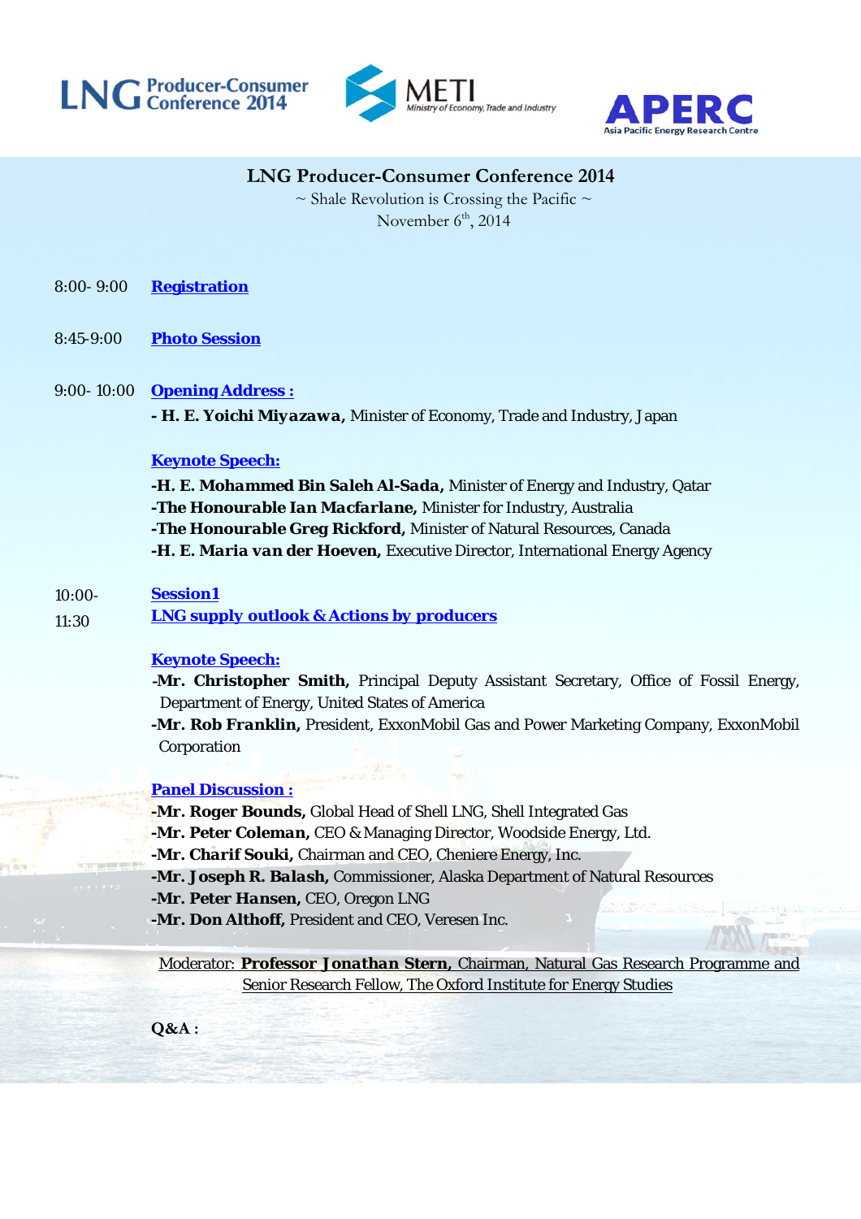LNG Producer-Consumer Conference 2014 | METI Ministry of Economy, Trade and Industry | APERC Asia Pacific Energy Research Centre

# LNG Producer-Consumer Conference 2014

~ Shale Revolution is Crossing the Pacific ~

November 6th, 2014

8:00- 9:00 **Registration**

8:45-9:00 **Photo Session**

9:00- 10:00 **Opening Address :**

**- H. E. Yoichi Miyazawa,** Minister of Economy, Trade and Industry, Japan

**Keynote Speech:**

**-H. E. Mohammed Bin Saleh Al-Sada,** Minister of Energy and Industry, Qatar
**-The Honourable Ian Macfarlane,** Minister for Industry, Australia
**-The Honourable Greg Rickford,** Minister of Natural Resources, Canada
**-H. E. Maria van der Hoeven,** Executive Director, International Energy Agency

10:00-11:30 **Session1**
**LNG supply outlook & Actions by producers**

**Keynote Speech:**

**-Mr. Christopher Smith,** Principal Deputy Assistant Secretary, Office of Fossil Energy, Department of Energy, United States of America
**-Mr. Rob Franklin,** President, ExxonMobil Gas and Power Marketing Company, ExxonMobil Corporation

**Panel Discussion :**

**-Mr. Roger Bounds,** Global Head of Shell LNG, Shell Integrated Gas
**-Mr. Peter Coleman,** CEO & Managing Director, Woodside Energy, Ltd.
**-Mr. Charif Souki,** Chairman and CEO, Cheniere Energy, Inc.
**-Mr. Joseph R. Balash,** Commissioner, Alaska Department of Natural Resources
**-Mr. Peter Hansen,** CEO, Oregon LNG
**-Mr. Don Althoff,** President and CEO, Veresen Inc.

Moderator: **Professor Jonathan Stern,** Chairman, Natural Gas Research Programme and Senior Research Fellow, The Oxford Institute for Energy Studies

**Q&A :**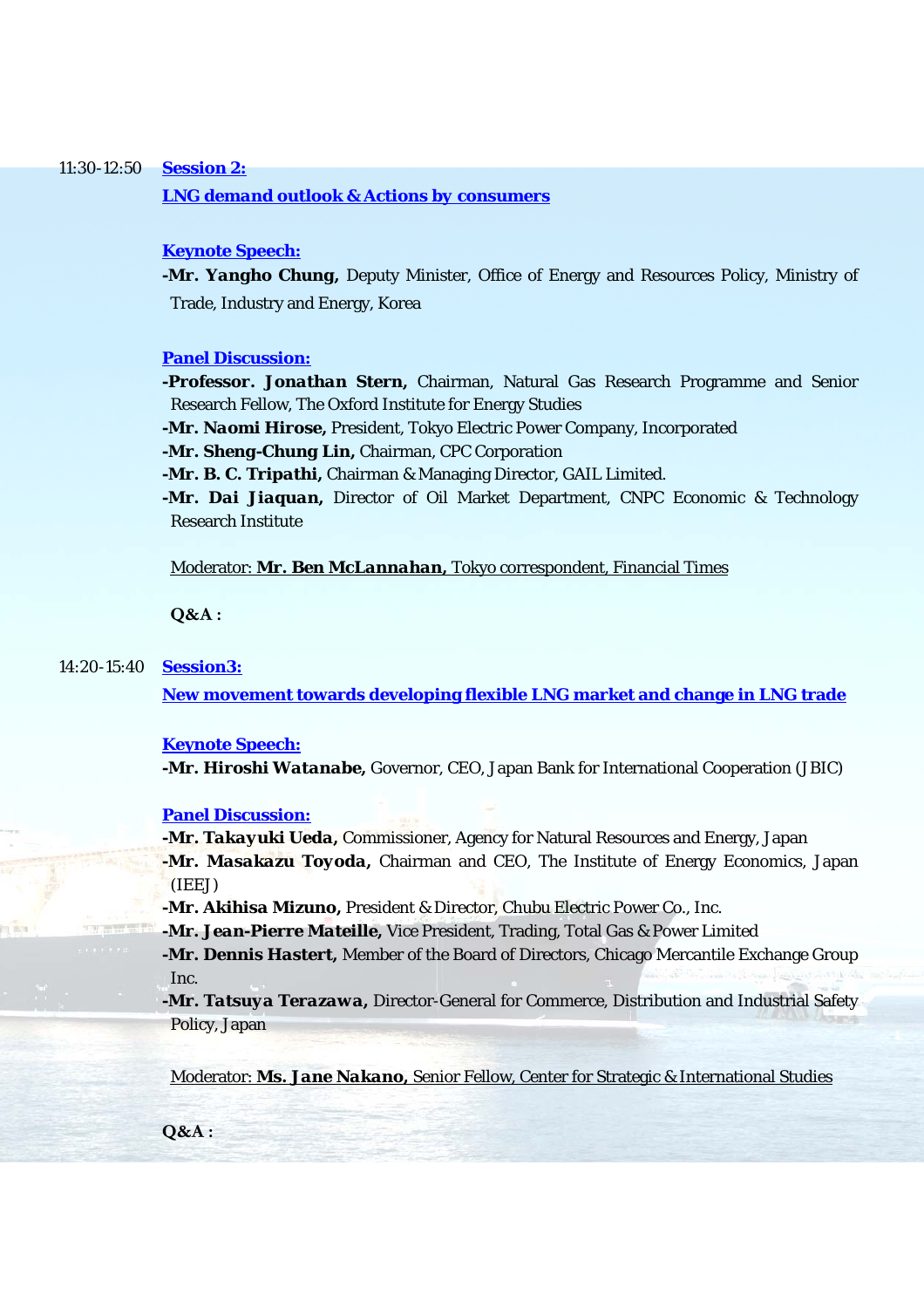11:30-12:50 **Session 2:**

**LNG demand outlook & Actions by consumers**

**Keynote Speech:**

**-Mr. Yangho Chung,** Deputy Minister, Office of Energy and Resources Policy, Ministry of Trade, Industry and Energy, Korea

**Panel Discussion:**

**-Professor. Jonathan Stern,** Chairman, Natural Gas Research Programme and Senior Research Fellow, The Oxford Institute for Energy Studies

**-Mr. Naomi Hirose,** President, Tokyo Electric Power Company, Incorporated

**-Mr. Sheng-Chung Lin,** Chairman, CPC Corporation

**-Mr. B. C. Tripathi,** Chairman & Managing Director, GAIL Limited.

**-Mr. Dai Jiaquan,** Director of Oil Market Department, CNPC Economic & Technology Research Institute

Moderator: **Mr. Ben McLannahan,** Tokyo correspondent, Financial Times

**Q&A :**

14:20-15:40 **Session3:**

**New movement towards developing flexible LNG market and change in LNG trade**

**Keynote Speech:**

**-Mr. Hiroshi Watanabe,** Governor, CEO, Japan Bank for International Cooperation (JBIC)

**Panel Discussion:**

**-Mr. Takayuki Ueda,** Commissioner, Agency for Natural Resources and Energy, Japan

**-Mr. Masakazu Toyoda,** Chairman and CEO, The Institute of Energy Economics, Japan (IEEJ)

**-Mr. Akihisa Mizuno,** President & Director, Chubu Electric Power Co., Inc.

**-Mr. Jean-Pierre Mateille,** Vice President, Trading, Total Gas & Power Limited

**-Mr. Dennis Hastert,** Member of the Board of Directors, Chicago Mercantile Exchange Group Inc.

**-Mr. Tatsuya Terazawa,** Director-General for Commerce, Distribution and Industrial Safety Policy, Japan

Moderator: **Ms. Jane Nakano,** Senior Fellow, Center for Strategic & International Studies

**Q&A :**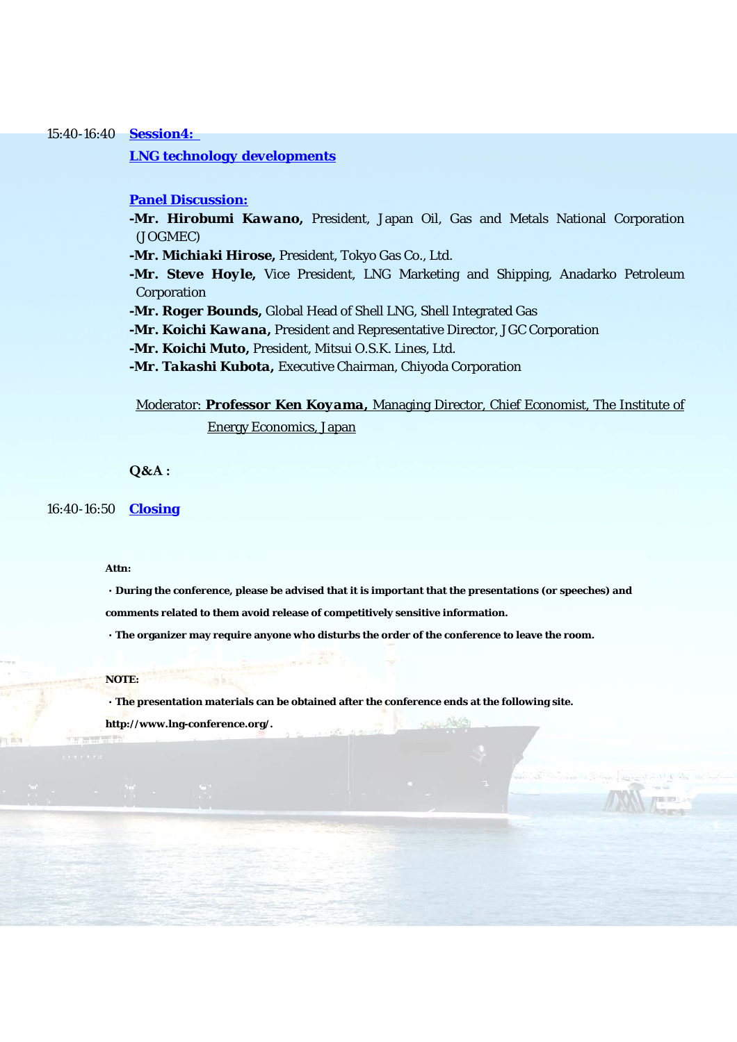15:40-16:40 **Session4:**

**LNG technology developments**

**Panel Discussion:**

- **Mr. Hirobumi Kawano,** President, Japan Oil, Gas and Metals National Corporation (JOGMEC)
- **Mr. Michiaki Hirose,** President, Tokyo Gas Co., Ltd.
- **Mr. Steve Hoyle,** Vice President, LNG Marketing and Shipping, Anadarko Petroleum Corporation
- **Mr. Roger Bounds,** Global Head of Shell LNG, Shell Integrated Gas
- **Mr. Koichi Kawana,** President and Representative Director, JGC Corporation
- **Mr. Koichi Muto,** President, Mitsui O.S.K. Lines, Ltd.
- **Mr. Takashi Kubota,** Executive Chairman, Chiyoda Corporation

Moderator: **Professor Ken Koyama,** Managing Director, Chief Economist, The Institute of Energy Economics, Japan

**Q&A :**

16:40-16:50 **Closing**

**Attn:**

**・During the conference, please be advised that it is important that the presentations (or speeches) and comments related to them avoid release of competitively sensitive information.**

**・The organizer may require anyone who disturbs the order of the conference to leave the room.**

**NOTE:**

**・The presentation materials can be obtained after the conference ends at the following site.**

**http://www.lng-conference.org/.**